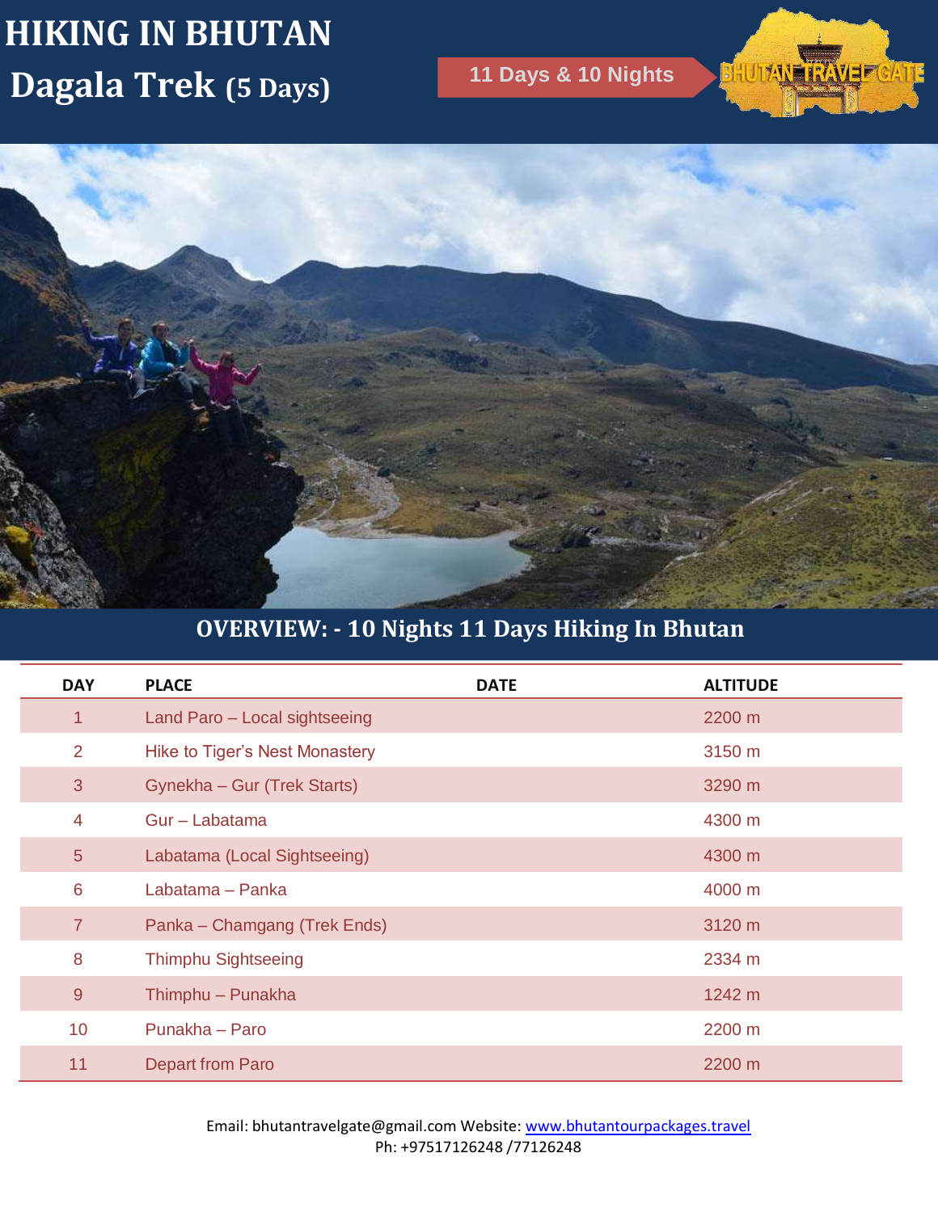# HIKING IN BHUTAN

## Dagala Trek (5 Days)

11 Days & 10 Nights

BHUTAN TRAVEL GATE

## OVERVIEW: - 10 Nights 11 Days Hiking In Bhutan

| DAY | PLACE | DATE | ALTITUDE |
|---|---|---|---|
| 1 | Land Paro – Local sightseeing | | 2200 m |
| 2 | Hike to Tiger's Nest Monastery | | 3150 m |
| 3 | Gynekha – Gur (Trek Starts) | | 3290 m |
| 4 | Gur – Labatama | | 4300 m |
| 5 | Labatama (Local Sightseeing) | | 4300 m |
| 6 | Labatama – Panka | | 4000 m |
| 7 | Panka – Chamgang (Trek Ends) | | 3120 m |
| 8 | Thimphu Sightseeing | | 2334 m |
| 9 | Thimphu – Punakha | | 1242 m |
| 10 | Punakha – Paro | | 2200 m |
| 11 | Depart from Paro | | 2200 m |

Email: bhutantravelgate@gmail.com Website: www.bhutantourpackages.travel
Ph: +97517126248 /77126248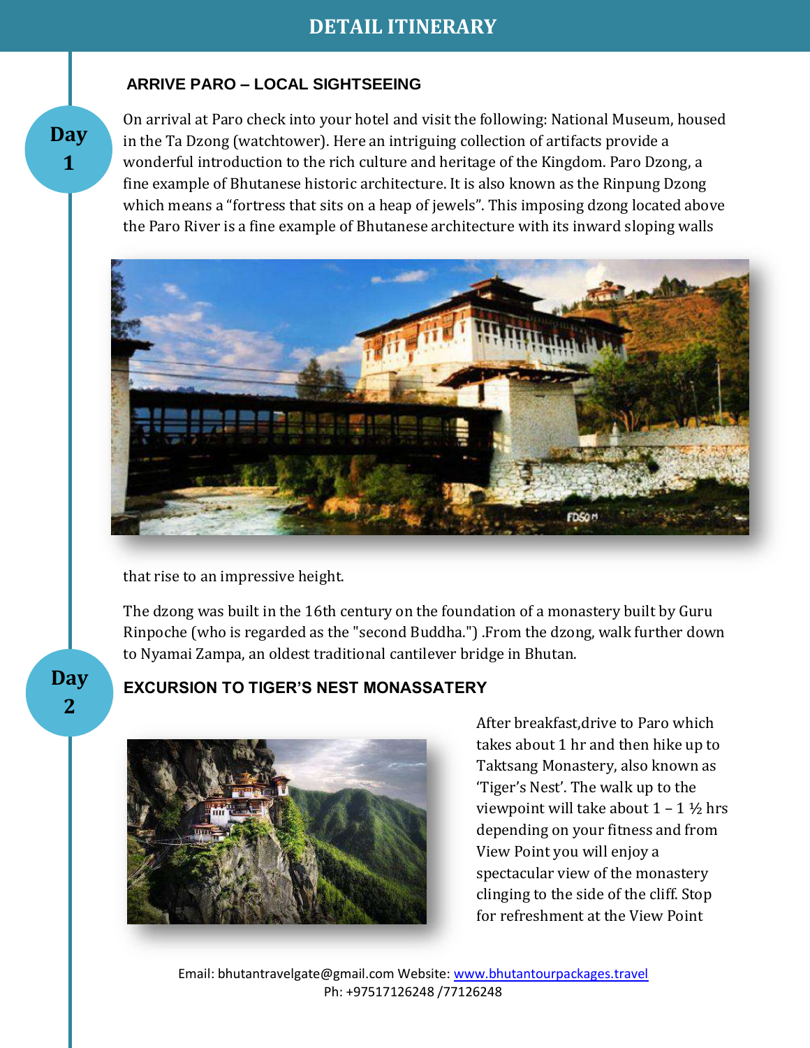# DETAIL ITINERARY

## Day 1

### ARRIVE PARO – LOCAL SIGHTSEEING

On arrival at Paro check into your hotel and visit the following: National Museum, housed in the Ta Dzong (watchtower). Here an intriguing collection of artifacts provide a wonderful introduction to the rich culture and heritage of the Kingdom. Paro Dzong, a fine example of Bhutanese historic architecture. It is also known as the Rinpung Dzong which means a "fortress that sits on a heap of jewels". This imposing dzong located above the Paro River is a fine example of Bhutanese architecture with its inward sloping walls that rise to an impressive height.

The dzong was built in the 16th century on the foundation of a monastery built by Guru Rinpoche (who is regarded as the "second Buddha.") .From the dzong, walk further down to Nyamai Zampa, an oldest traditional cantilever bridge in Bhutan.

## Day 2

### EXCURSION TO TIGER'S NEST MONASSATERY

After breakfast,drive to Paro which takes about 1 hr and then hike up to Taktsang Monastery, also known as 'Tiger's Nest'. The walk up to the viewpoint will take about 1 – 1 ½ hrs depending on your fitness and from View Point you will enjoy a spectacular view of the monastery clinging to the side of the cliff. Stop for refreshment at the View Point

Email: bhutantravelgate@gmail.com Website: www.bhutantourpackages.travel
Ph: +97517126248 /77126248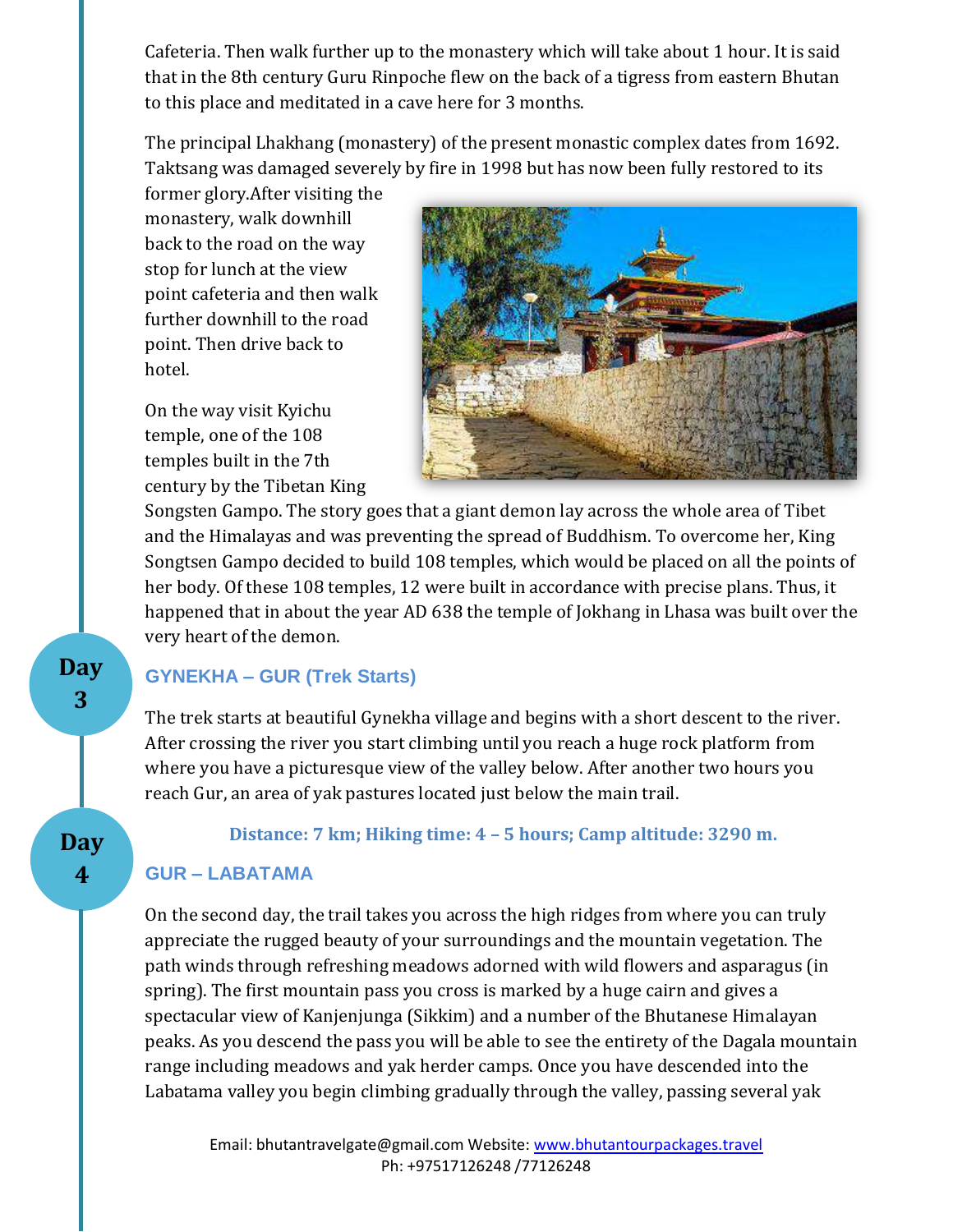Cafeteria. Then walk further up to the monastery which will take about 1 hour. It is said that in the 8th century Guru Rinpoche flew on the back of a tigress from eastern Bhutan to this place and meditated in a cave here for 3 months.

The principal Lhakhang (monastery) of the present monastic complex dates from 1692. Taktsang was damaged severely by fire in 1998 but has now been fully restored to its former glory.After visiting the monastery, walk downhill back to the road on the way stop for lunch at the view point cafeteria and then walk further downhill to the road point. Then drive back to hotel.

On the way visit Kyichu temple, one of the 108 temples built in the 7th century by the Tibetan King Songsten Gampo. The story goes that a giant demon lay across the whole area of Tibet and the Himalayas and was preventing the spread of Buddhism. To overcome her, King Songtsen Gampo decided to build 108 temples, which would be placed on all the points of her body. Of these 108 temples, 12 were built in accordance with precise plans. Thus, it happened that in about the year AD 638 the temple of Jokhang in Lhasa was built over the very heart of the demon.

## Day 3

### GYNEKHA – GUR (Trek Starts)

The trek starts at beautiful Gynekha village and begins with a short descent to the river. After crossing the river you start climbing until you reach a huge rock platform from where you have a picturesque view of the valley below. After another two hours you reach Gur, an area of yak pastures located just below the main trail.

**Distance: 7 km; Hiking time: 4 – 5 hours; Camp altitude: 3290 m.**

## Day 4

### GUR – LABATAMA

On the second day, the trail takes you across the high ridges from where you can truly appreciate the rugged beauty of your surroundings and the mountain vegetation. The path winds through refreshing meadows adorned with wild flowers and asparagus (in spring). The first mountain pass you cross is marked by a huge cairn and gives a spectacular view of Kanjenjunga (Sikkim) and a number of the Bhutanese Himalayan peaks. As you descend the pass you will be able to see the entirety of the Dagala mountain range including meadows and yak herder camps. Once you have descended into the Labatama valley you begin climbing gradually through the valley, passing several yak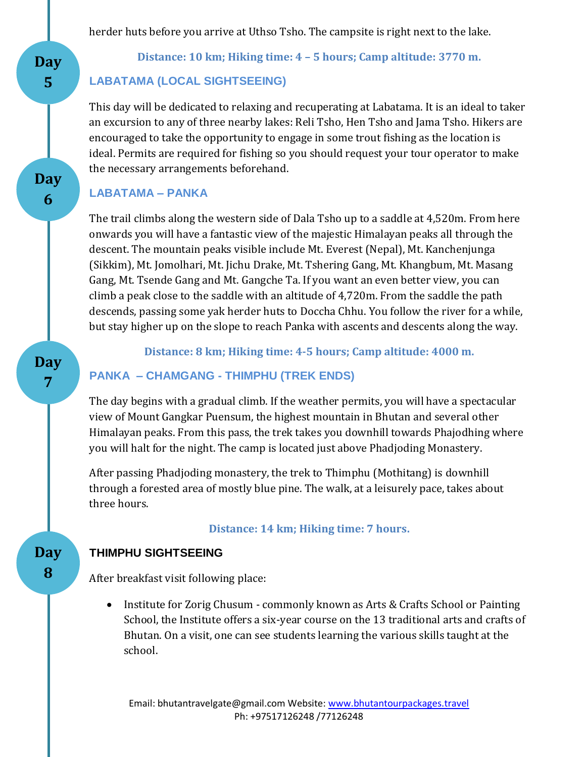herder huts before you arrive at Uthso Tsho. The campsite is right next to the lake.

**Distance: 10 km; Hiking time: 4 – 5 hours; Camp altitude: 3770 m.**

**Day 5**

### LABATAMA (LOCAL SIGHTSEEING)

This day will be dedicated to relaxing and recuperating at Labatama. It is an ideal to taker an excursion to any of three nearby lakes: Reli Tsho, Hen Tsho and Jama Tsho. Hikers are encouraged to take the opportunity to engage in some trout fishing as the location is ideal. Permits are required for fishing so you should request your tour operator to make the necessary arrangements beforehand.

**Day 6**

### LABATAMA – PANKA

The trail climbs along the western side of Dala Tsho up to a saddle at 4,520m. From here onwards you will have a fantastic view of the majestic Himalayan peaks all through the descent. The mountain peaks visible include Mt. Everest (Nepal), Mt. Kanchenjunga (Sikkim), Mt. Jomolhari, Mt. Jichu Drake, Mt. Tshering Gang, Mt. Khangbum, Mt. Masang Gang, Mt. Tsende Gang and Mt. Gangche Ta. If you want an even better view, you can climb a peak close to the saddle with an altitude of 4,720m. From the saddle the path descends, passing some yak herder huts to Doccha Chhu. You follow the river for a while, but stay higher up on the slope to reach Panka with ascents and descents along the way.

**Distance: 8 km; Hiking time: 4-5 hours; Camp altitude: 4000 m.**

**Day 7**

### PANKA – CHAMGANG - THIMPHU (TREK ENDS)

The day begins with a gradual climb. If the weather permits, you will have a spectacular view of Mount Gangkar Puensum, the highest mountain in Bhutan and several other Himalayan peaks. From this pass, the trek takes you downhill towards Phajodhing where you will halt for the night. The camp is located just above Phadjoding Monastery.

After passing Phadjoding monastery, the trek to Thimphu (Mothitang) is downhill through a forested area of mostly blue pine. The walk, at a leisurely pace, takes about three hours.

**Distance: 14 km; Hiking time: 7 hours.**

**Day 8**

### THIMPHU SIGHTSEEING

After breakfast visit following place:

- Institute for Zorig Chusum - commonly known as Arts & Crafts School or Painting School, the Institute offers a six-year course on the 13 traditional arts and crafts of Bhutan. On a visit, one can see students learning the various skills taught at the school.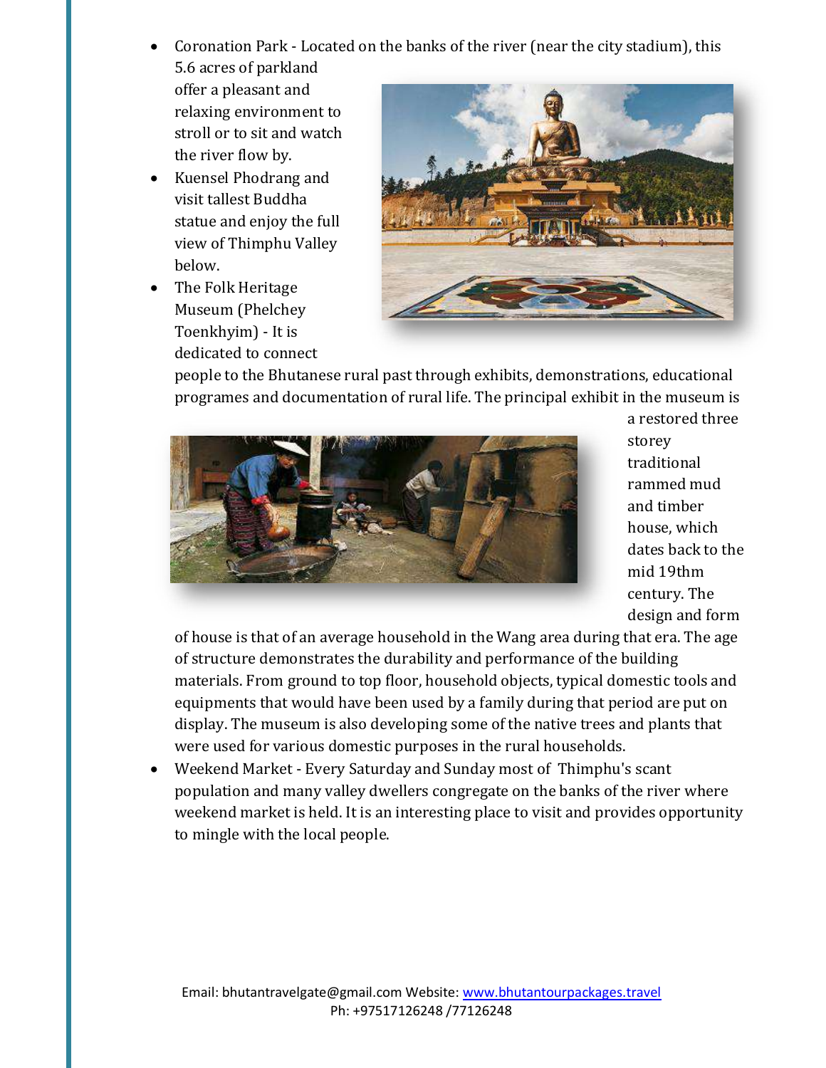- Coronation Park - Located on the banks of the river (near the city stadium), this 5.6 acres of parkland offer a pleasant and relaxing environment to stroll or to sit and watch the river flow by.
- Kuensel Phodrang and visit tallest Buddha statue and enjoy the full view of Thimphu Valley below.
- The Folk Heritage Museum (Phelchey Toenkhyim) - It is dedicated to connect people to the Bhutanese rural past through exhibits, demonstrations, educational programes and documentation of rural life. The principal exhibit in the museum is a restored three storey traditional rammed mud and timber house, which dates back to the mid 19thm century. The design and form of house is that of an average household in the Wang area during that era. The age of structure demonstrates the durability and performance of the building materials. From ground to top floor, household objects, typical domestic tools and equipments that would have been used by a family during that period are put on display. The museum is also developing some of the native trees and plants that were used for various domestic purposes in the rural households.
- Weekend Market - Every Saturday and Sunday most of Thimphu's scant population and many valley dwellers congregate on the banks of the river where weekend market is held. It is an interesting place to visit and provides opportunity to mingle with the local people.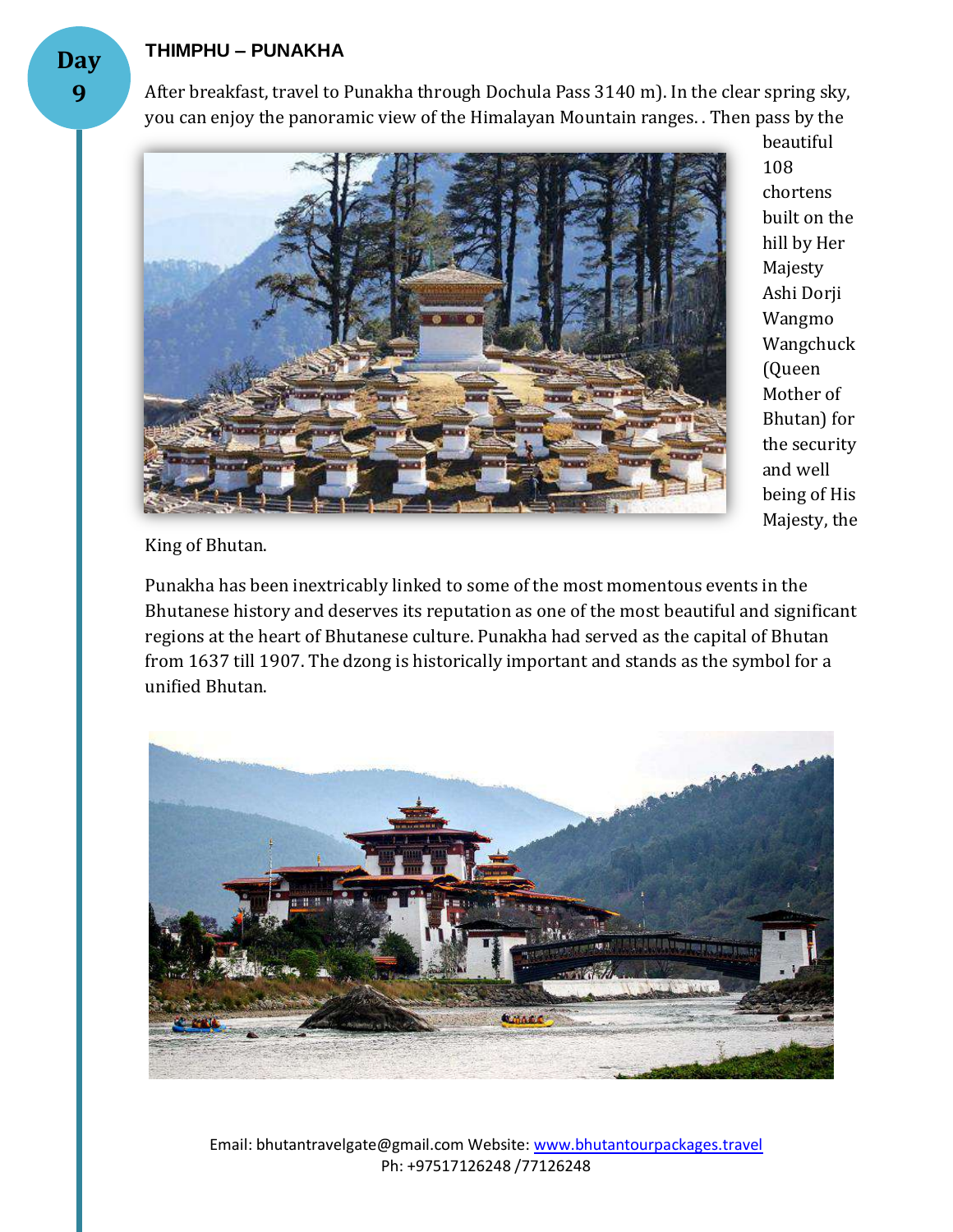**Day 9**

## THIMPHU – PUNAKHA

After breakfast, travel to Punakha through Dochula Pass 3140 m). In the clear spring sky, you can enjoy the panoramic view of the Himalayan Mountain ranges. . Then pass by the beautiful 108 chortens built on the hill by Her Majesty Ashi Dorji Wangmo Wangchuck (Queen Mother of Bhutan) for the security and well being of His Majesty, the King of Bhutan.

Punakha has been inextricably linked to some of the most momentous events in the Bhutanese history and deserves its reputation as one of the most beautiful and significant regions at the heart of Bhutanese culture. Punakha had served as the capital of Bhutan from 1637 till 1907. The dzong is historically important and stands as the symbol for a unified Bhutan.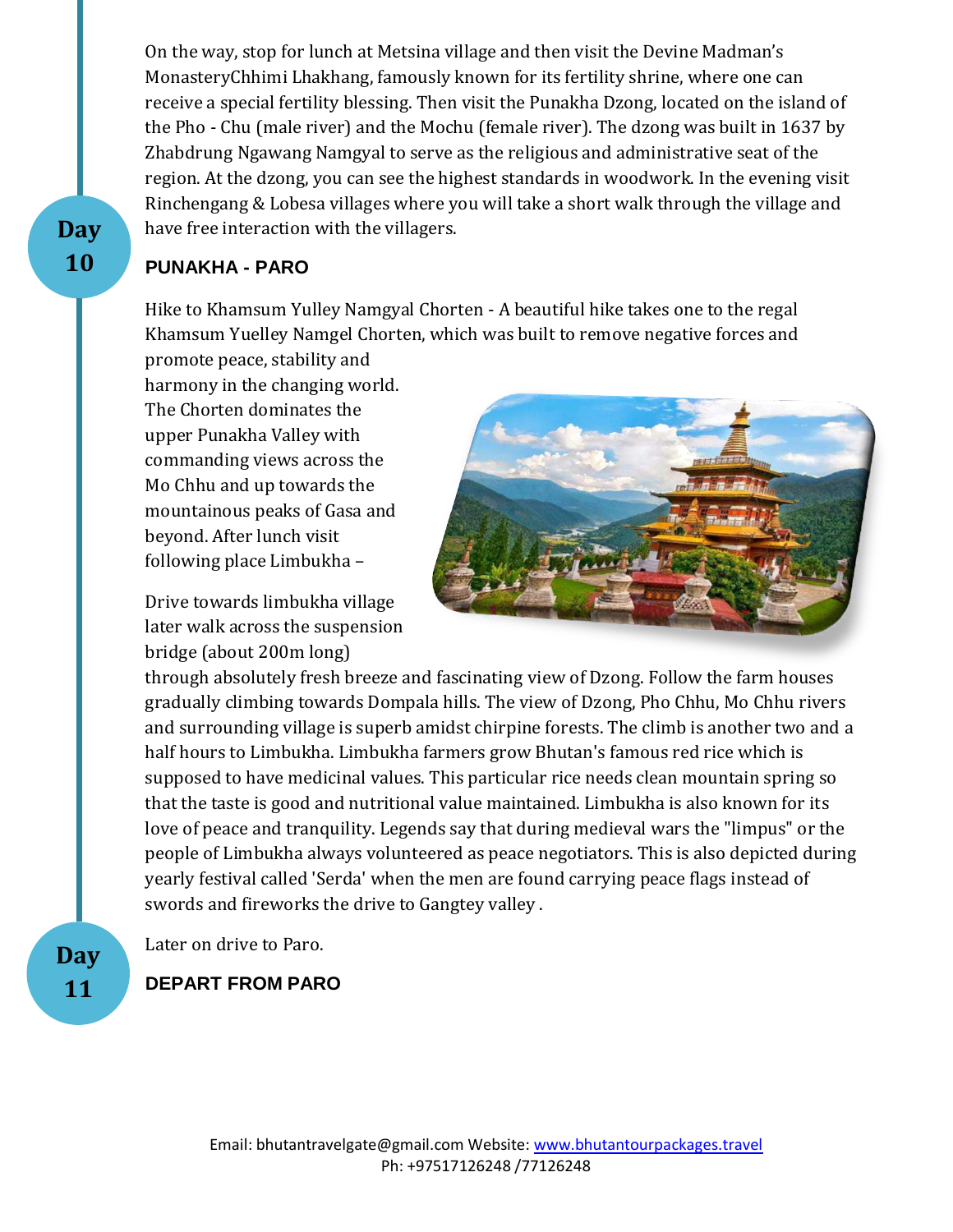On the way, stop for lunch at Metsina village and then visit the Devine Madman's MonasteryChhimi Lhakhang, famously known for its fertility shrine, where one can receive a special fertility blessing. Then visit the Punakha Dzong, located on the island of the Pho - Chu (male river) and the Mochu (female river). The dzong was built in 1637 by Zhabdrung Ngawang Namgyal to serve as the religious and administrative seat of the region. At the dzong, you can see the highest standards in woodwork. In the evening visit Rinchengang & Lobesa villages where you will take a short walk through the village and have free interaction with the villagers.

## Day 10

### PUNAKHA - PARO

Hike to Khamsum Yulley Namgyal Chorten - A beautiful hike takes one to the regal Khamsum Yuelley Namgel Chorten, which was built to remove negative forces and promote peace, stability and harmony in the changing world. The Chorten dominates the upper Punakha Valley with commanding views across the Mo Chhu and up towards the mountainous peaks of Gasa and beyond. After lunch visit following place Limbukha –

Drive towards limbukha village later walk across the suspension bridge (about 200m long) through absolutely fresh breeze and fascinating view of Dzong. Follow the farm houses gradually climbing towards Dompala hills. The view of Dzong, Pho Chhu, Mo Chhu rivers and surrounding village is superb amidst chirpine forests. The climb is another two and a half hours to Limbukha. Limbukha farmers grow Bhutan's famous red rice which is supposed to have medicinal values. This particular rice needs clean mountain spring so that the taste is good and nutritional value maintained. Limbukha is also known for its love of peace and tranquility. Legends say that during medieval wars the "limpus" or the people of Limbukha always volunteered as peace negotiators. This is also depicted during yearly festival called 'Serda' when the men are found carrying peace flags instead of swords and fireworks the drive to Gangtey valley .

Later on drive to Paro.

## Day 11

### DEPART FROM PARO

Email: bhutantravelgate@gmail.com Website: www.bhutantourpackages.travel
Ph: +97517126248 /77126248